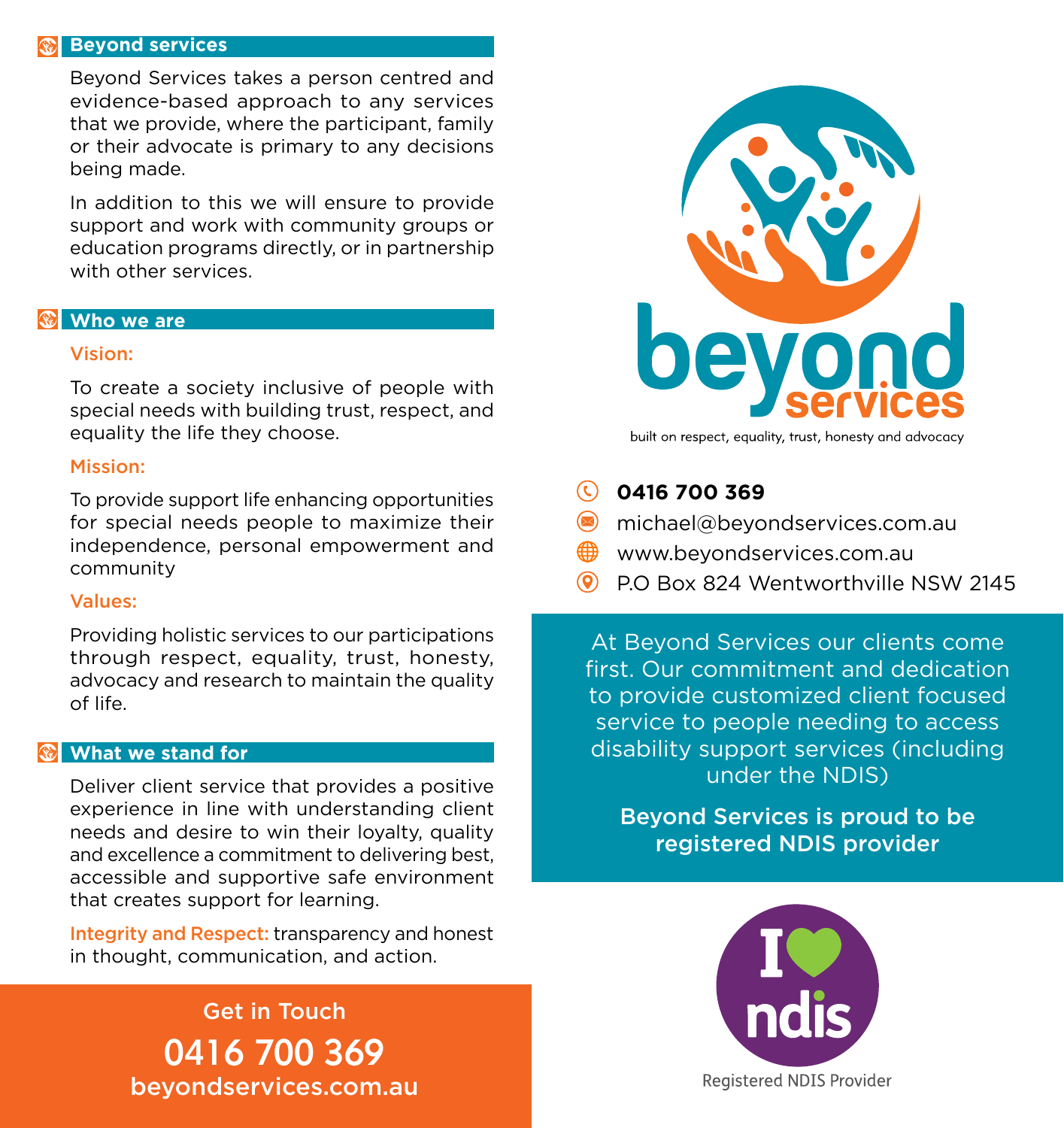## Beyond services

Beyond Services takes a person centred and evidence-based approach to any services that we provide, where the participant, family or their advocate is primary to any decisions being made.

In addition to this we will ensure to provide support and work with community groups or education programs directly, or in partnership with other services.

## Who we are

### Vision:

To create a society inclusive of people with special needs with building trust, respect, and equality the life they choose.

### Mission:

To provide support life enhancing opportunities for special needs people to maximize their independence, personal empowerment and community

### Values:

Providing holistic services to our participations through respect, equality, trust, honesty, advocacy and research to maintain the quality of life.

## What we stand for

Deliver client service that provides a positive experience in line with understanding client needs and desire to win their loyalty, quality and excellence a commitment to delivering best, accessible and supportive safe environment that creates support for learning.

**Integrity and Respect:** transparency and honest in thought, communication, and action.

**Get in Touch**

**0416 700 369**

**beyondservices.com.au**

# beyond services

built on respect, equality, trust, honesty and advocacy

- **0416 700 369**
- michael@beyondservices.com.au
- www.beyondservices.com.au
- P.O Box 824 Wentworthville NSW 2145

At Beyond Services our clients come first. Our commitment and dedication to provide customized client focused service to people needing to access disability support services (including under the NDIS)

**Beyond Services is proud to be registered NDIS provider**

I ♥ ndis

Registered NDIS Provider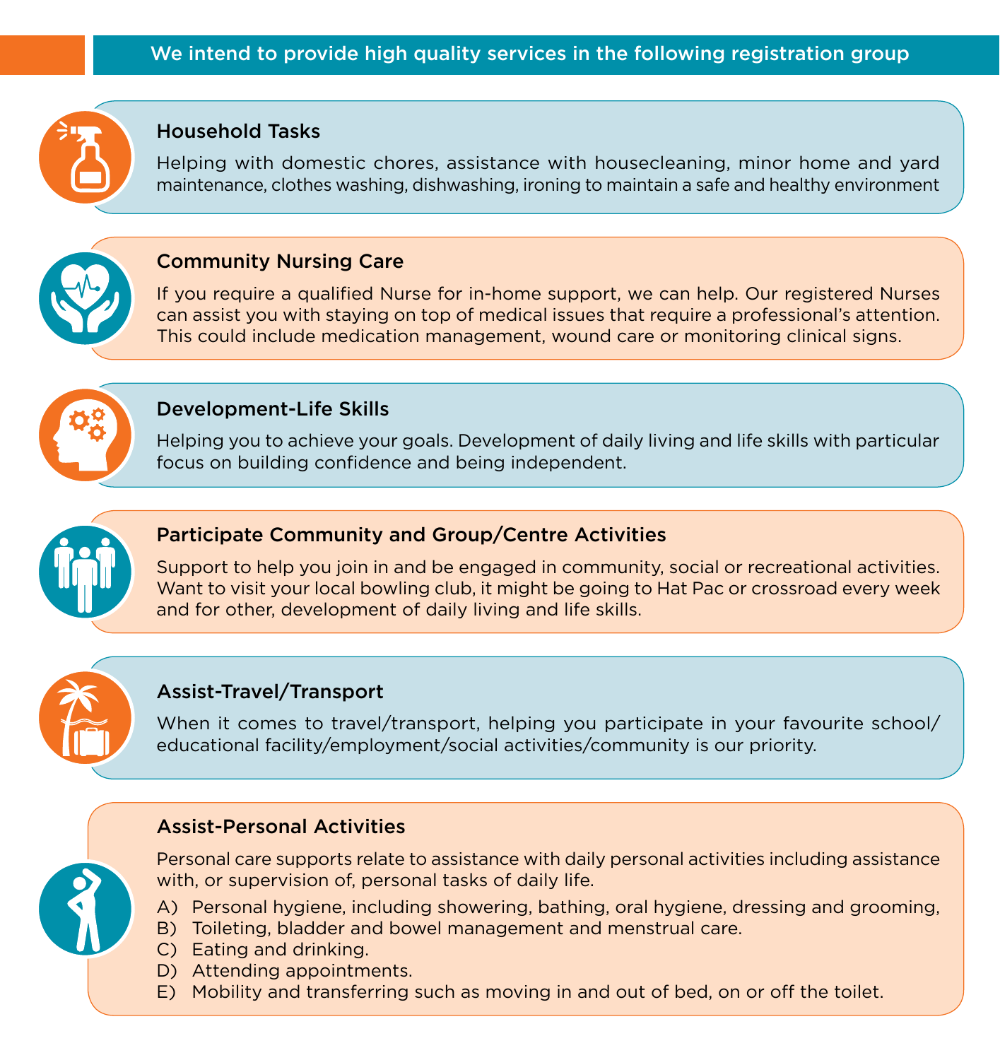## We intend to provide high quality services in the following registration group

### Household Tasks

Helping with domestic chores, assistance with housecleaning, minor home and yard maintenance, clothes washing, dishwashing, ironing to maintain a safe and healthy environment

### Community Nursing Care

If you require a qualified Nurse for in-home support, we can help. Our registered Nurses can assist you with staying on top of medical issues that require a professional's attention. This could include medication management, wound care or monitoring clinical signs.

### Development-Life Skills

Helping you to achieve your goals. Development of daily living and life skills with particular focus on building confidence and being independent.

### Participate Community and Group/Centre Activities

Support to help you join in and be engaged in community, social or recreational activities. Want to visit your local bowling club, it might be going to Hat Pac or crossroad every week and for other, development of daily living and life skills.

### Assist-Travel/Transport

When it comes to travel/transport, helping you participate in your favourite school/ educational facility/employment/social activities/community is our priority.

### Assist-Personal Activities

Personal care supports relate to assistance with daily personal activities including assistance with, or supervision of, personal tasks of daily life.

A) Personal hygiene, including showering, bathing, oral hygiene, dressing and grooming,
B) Toileting, bladder and bowel management and menstrual care.
C) Eating and drinking.
D) Attending appointments.
E) Mobility and transferring such as moving in and out of bed, on or off the toilet.